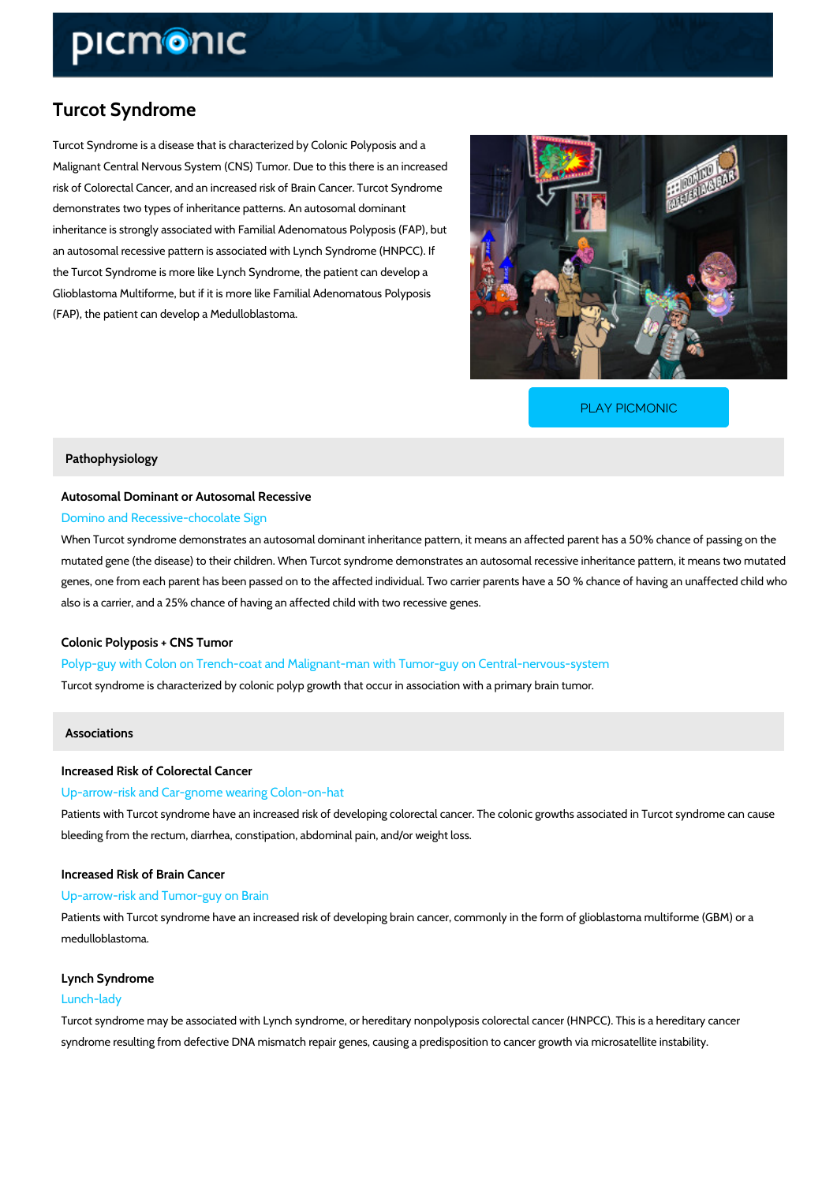# Turcot Syndrome

Turcot Syndrome is a disease that is characterized by Colonic Polyposis and a Malignant Central Nervous System (CNS) Tumor. Due to this there is an increased risk of Colorectal Cancer, and an increased risk of Brain Cancer. Turcot Syndrome demonstrates two types of inheritance patterns. An autosomal dominant inheritance is strongly associated with Familial Adenomatous Polyposis (FAP), but an autosomal recessive pattern is associated with Lynch Syndrome (HNPCC). If the Turcot Syndrome is more like Lynch Syndrome, the patient can develop a Glioblastoma Multiforme, but if it is more like Familial Adenomatous Polyposis (FAP), the patient can develop a Medulloblastoma.

PLAY PICMONIC

## Pathophysiology

### Autosomal Dominant or Autosomal Recessive

Domino and Recessive-chocolate Sign

When Turcot syndrome demonstrates an autosomal dominant inheritance pattern, it means an affected parent has a 50% chance of passing on the mutated gene (the disease) to their children. When Turcot syndrome demonstrates an autosomal recessive inheritance pattern, it means two mutated genes, one from each parent has been passed on to the affected individual. Two carrier parents have a 50 % chance of having an unaffected child who also is a carrier, and a 25% chance of having an affected child with two recessive genes.

### Colonic Polyposis + CNS Tumor

Polyp-guy with Colon on Trench-coat and Malignant-man with Tumor-guy on Central-nervous-system

Turcot syndrome is characterized by colonic polyp growth that occur in association with a primary brain tumor.

## Associations

### Increased Risk of Colorectal Cancer

Up-arrow-risk and Car-gnome wearing Colon-on-hat

Patients with Turcot syndrome have an increased risk of developing colorectal cancer. The colonic growths associated in Turcot syndrome can cause bleeding from the rectum, diarrhea, constipation, abdominal pain, and/or weight loss.

### Increased Risk of Brain Cancer

Up-arrow-risk and Tumor-guy on Brain

Patients with Turcot syndrome have an increased risk of developing brain cancer, commonly in the form of glioblastoma multiforme (GBM) or a medulloblastoma.

### Lynch Syndrome

Lunch-lady

Turcot syndrome may be associated with Lynch syndrome, or hereditary nonpolyposis colorectal cancer (HNPCC). This is a hereditary cancer syndrome resulting from defective DNA mismatch repair genes, causing a predisposition to cancer growth via microsatellite instability.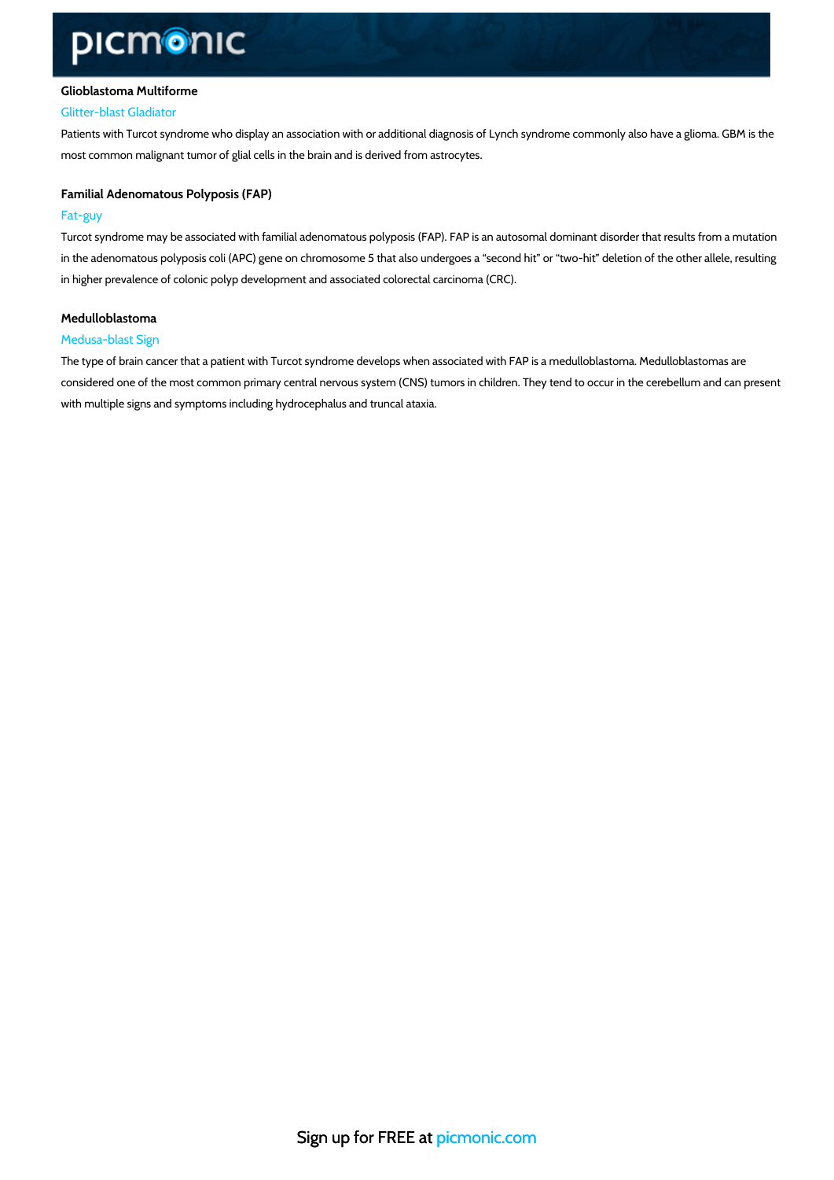### Glioblastoma Multiforme

Glitter-blast Gladiator

Patients with Turcot syndrome who display an association with or additional diagnosis of Lynch syndrome commonly also have a glioma. GBM is the most common malignant tumor of glial cells in the brain and is derived from astrocytes.

### Familial Adenomatous Polyposis (FAP)

Fat-guy

Turcot syndrome may be associated with familial adenomatous polyposis (FAP). FAP is an autosomal dominant disorder that results from a mutation in the adenomatous polyposis coli (APC) gene on chromosome 5 that also undergoes a “second hit” or “two-hit” deletion of the other allele, resulting in higher prevalence of colonic polyp development and associated colorectal carcinoma (CRC).

### Medulloblastoma

Medusa-blast Sign

The type of brain cancer that a patient with Turcot syndrome develops when associated with FAP is a medulloblastoma. Medulloblastomas are considered one of the most common primary central nervous system (CNS) tumors in children. They tend to occur in the cerebellum and can present with multiple signs and symptoms including hydrocephalus and truncal ataxia.